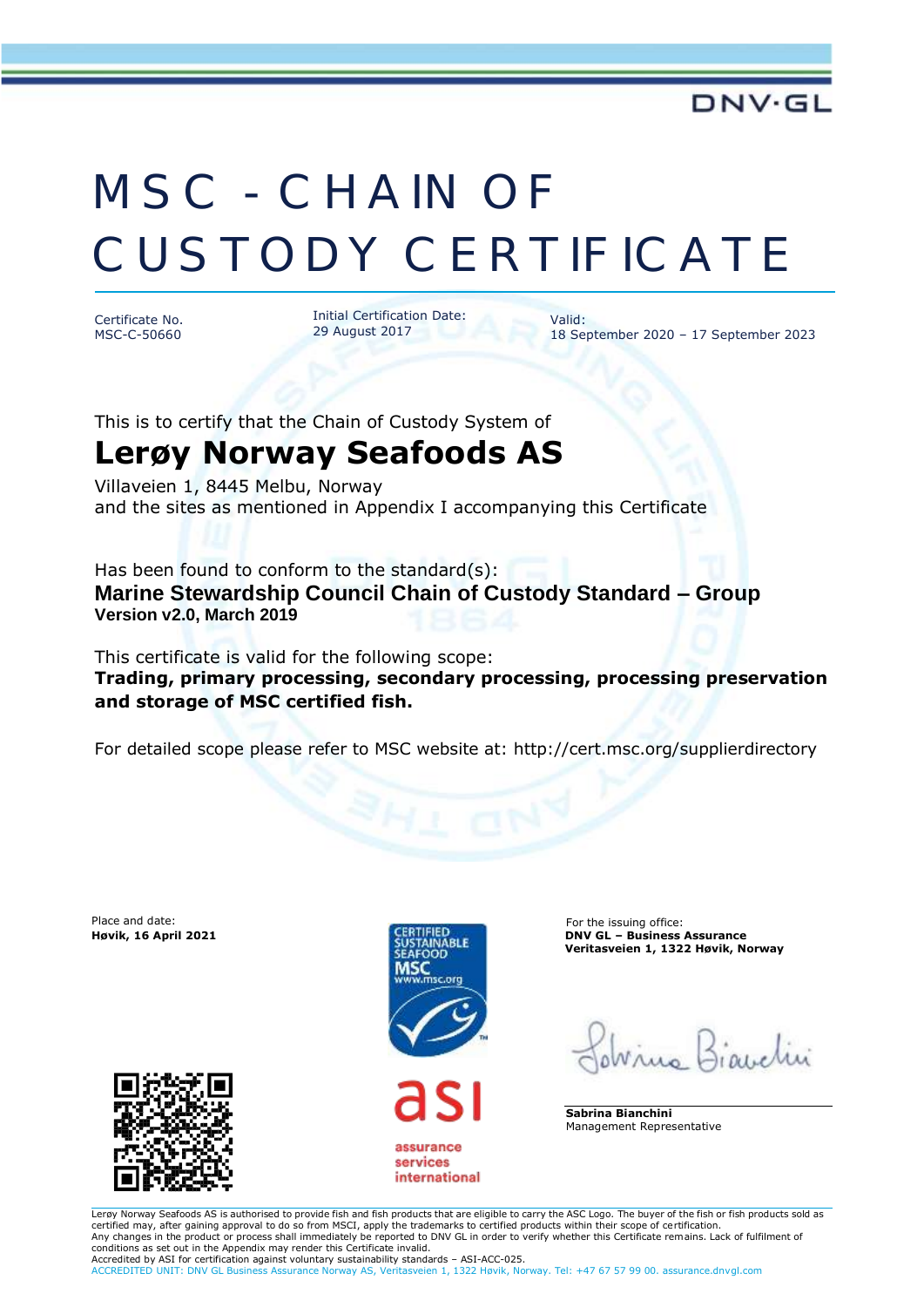DNV·GL

# MSC - CHAIN OF CUSTODY CERTIFICATE

Certificate No.
MSC-C-50660

Initial Certification Date:
29 August 2017

Valid:
18 September 2020 – 17 September 2023

This is to certify that the Chain of Custody System of

## Lerøy Norway Seafoods AS

Villaveien 1, 8445 Melbu, Norway
and the sites as mentioned in Appendix I accompanying this Certificate

Has been found to conform to the standard(s):
**Marine Stewardship Council Chain of Custody Standard – Group**
**Version v2.0, March 2019**

This certificate is valid for the following scope:
**Trading, primary processing, secondary processing, processing preservation and storage of MSC certified fish.**

For detailed scope please refer to MSC website at: http://cert.msc.org/supplierdirectory

Place and date:
**Høvik, 16 April 2021**

CERTIFIED SUSTAINABLE SEAFOOD MSC www.msc.org

asi assurance services international

For the issuing office:
**DNV GL – Business Assurance**
**Veritasveien 1, 1322 Høvik, Norway**

**Sabrina Bianchini**
Management Representative

Lerøy Norway Seafoods AS is authorised to provide fish and fish products that are eligible to carry the ASC Logo. The buyer of the fish or fish products sold as certified may, after gaining approval to do so from MSCI, apply the trademarks to certified products within their scope of certification.
Any changes in the product or process shall immediately be reported to DNV GL in order to verify whether this Certificate remains. Lack of fulfilment of conditions as set out in the Appendix may render this Certificate invalid.
Accredited by ASI for certification against voluntary sustainability standards – ASI-ACC-025.
ACCREDITED UNIT: DNV GL Business Assurance Norway AS, Veritasveien 1, 1322 Høvik, Norway. Tel: +47 67 57 99 00. assurance.dnvgl.com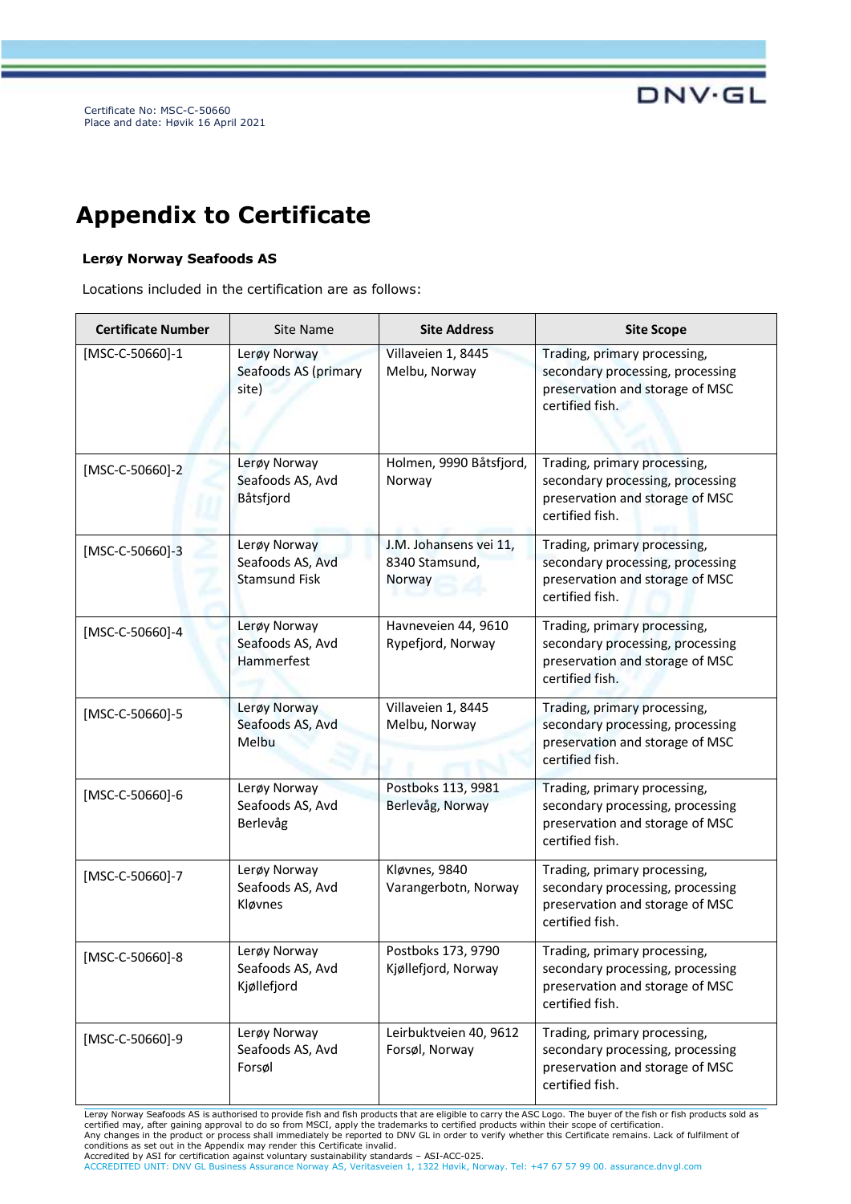Certificate No: MSC-C-50660
Place and date: Høvik 16 April 2021

# Appendix to Certificate

**Lerøy Norway Seafoods AS**

Locations included in the certification are as follows:

| Certificate Number | Site Name | Site Address | Site Scope |
|---|---|---|---|
| [MSC-C-50660]-1 | Lerøy Norway Seafoods AS (primary site) | Villaveien 1, 8445 Melbu, Norway | Trading, primary processing, secondary processing, processing preservation and storage of MSC certified fish. |
| [MSC-C-50660]-2 | Lerøy Norway Seafoods AS, Avd Båtsfjord | Holmen, 9990 Båtsfjord, Norway | Trading, primary processing, secondary processing, processing preservation and storage of MSC certified fish. |
| [MSC-C-50660]-3 | Lerøy Norway Seafoods AS, Avd Stamsund Fisk | J.M. Johansens vei 11, 8340 Stamsund, Norway | Trading, primary processing, secondary processing, processing preservation and storage of MSC certified fish. |
| [MSC-C-50660]-4 | Lerøy Norway Seafoods AS, Avd Hammerfest | Havneveien 44, 9610 Rypefjord, Norway | Trading, primary processing, secondary processing, processing preservation and storage of MSC certified fish. |
| [MSC-C-50660]-5 | Lerøy Norway Seafoods AS, Avd Melbu | Villaveien 1, 8445 Melbu, Norway | Trading, primary processing, secondary processing, processing preservation and storage of MSC certified fish. |
| [MSC-C-50660]-6 | Lerøy Norway Seafoods AS, Avd Berlevåg | Postboks 113, 9981 Berlevåg, Norway | Trading, primary processing, secondary processing, processing preservation and storage of MSC certified fish. |
| [MSC-C-50660]-7 | Lerøy Norway Seafoods AS, Avd Kløvnes | Kløvnes, 9840 Varangerbotn, Norway | Trading, primary processing, secondary processing, processing preservation and storage of MSC certified fish. |
| [MSC-C-50660]-8 | Lerøy Norway Seafoods AS, Avd Kjøllefjord | Postboks 173, 9790 Kjøllefjord, Norway | Trading, primary processing, secondary processing, processing preservation and storage of MSC certified fish. |
| [MSC-C-50660]-9 | Lerøy Norway Seafoods AS, Avd Forsøl | Leirbuktveien 40, 9612 Forsøl, Norway | Trading, primary processing, secondary processing, processing preservation and storage of MSC certified fish. |

Lerøy Norway Seafoods AS is authorised to provide fish and fish products that are eligible to carry the ASC Logo. The buyer of the fish or fish products sold as certified may, after gaining approval to do so from MSCI, apply the trademarks to certified products within their scope of certification.
Any changes in the product or process shall immediately be reported to DNV GL in order to verify whether this Certificate remains. Lack of fulfilment of conditions as set out in the Appendix may render this Certificate invalid.
Accredited by ASI for certification against voluntary sustainability standards – ASI-ACC-025.
ACCREDITED UNIT: DNV GL Business Assurance Norway AS, Veritasveien 1, 1322 Høvik, Norway. Tel: +47 67 57 99 00. assurance.dnvgl.com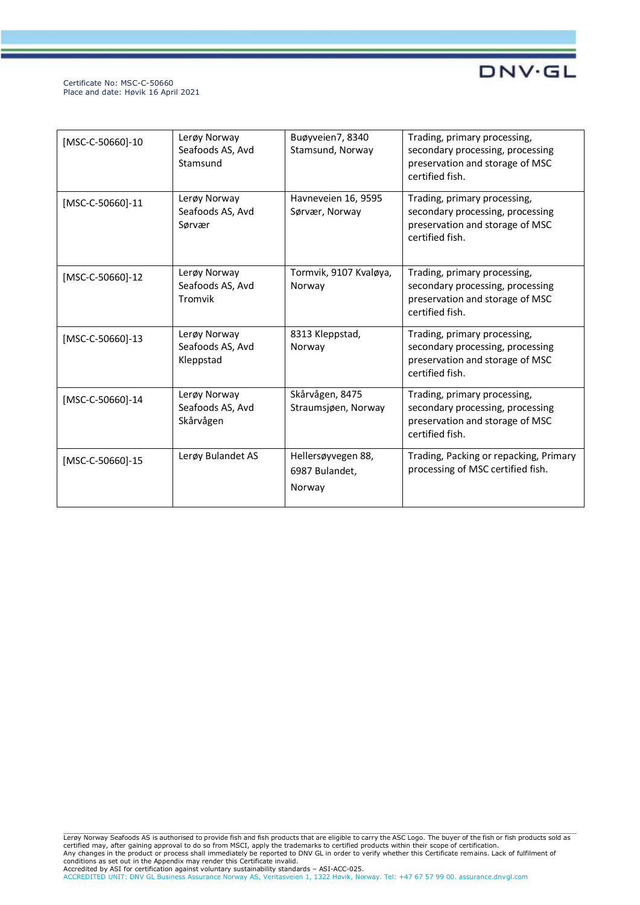| | | | |
|---|---|---|---|
| [MSC-C-50660]-10 | Lerøy Norway Seafoods AS, Avd Stamsund | Buøyveien7, 8340 Stamsund, Norway | Trading, primary processing, secondary processing, processing preservation and storage of MSC certified fish. |
| [MSC-C-50660]-11 | Lerøy Norway Seafoods AS, Avd Sørvær | Havneveien 16, 9595 Sørvær, Norway | Trading, primary processing, secondary processing, processing preservation and storage of MSC certified fish. |
| [MSC-C-50660]-12 | Lerøy Norway Seafoods AS, Avd Tromvik | Tormvik, 9107 Kvaløya, Norway | Trading, primary processing, secondary processing, processing preservation and storage of MSC certified fish. |
| [MSC-C-50660]-13 | Lerøy Norway Seafoods AS, Avd Kleppstad | 8313 Kleppstad, Norway | Trading, primary processing, secondary processing, processing preservation and storage of MSC certified fish. |
| [MSC-C-50660]-14 | Lerøy Norway Seafoods AS, Avd Skårvågen | Skårvågen, 8475 Straumsjøen, Norway | Trading, primary processing, secondary processing, processing preservation and storage of MSC certified fish. |
| [MSC-C-50660]-15 | Lerøy Bulandet AS | Hellersøyvegen 88, 6987 Bulandet, Norway | Trading, Packing or repacking, Primary processing of MSC certified fish. |